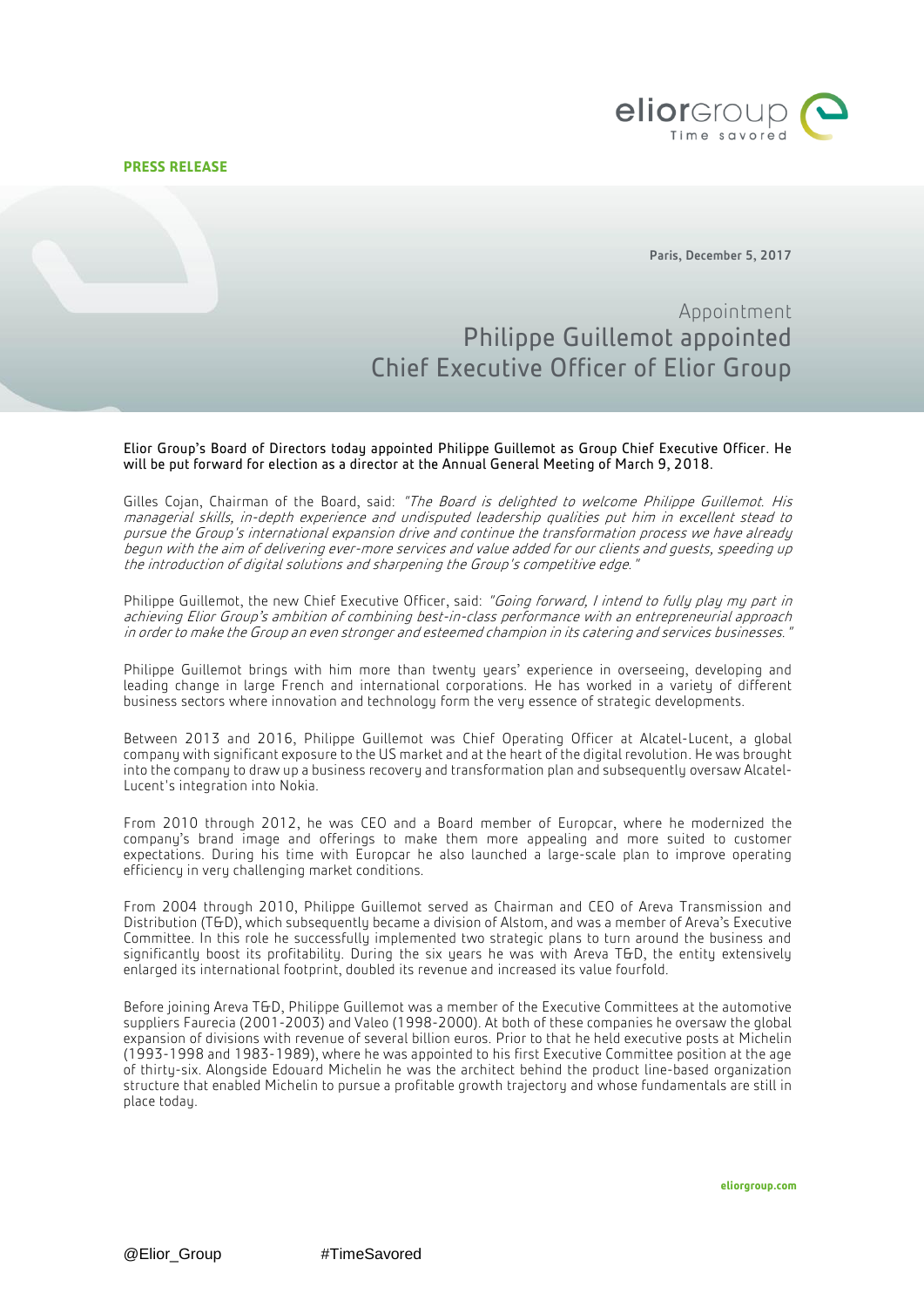**PRESS RELEASE**

Paris, December 5, 2017

## Appointment

# Philippe Guillemot appointed Chief Executive Officer of Elior Group

Elior Group's Board of Directors today appointed Philippe Guillemot as Group Chief Executive Officer. He will be put forward for election as a director at the Annual General Meeting of March 9, 2018.

Gilles Cojan, Chairman of the Board, said: *"The Board is delighted to welcome Philippe Guillemot. His managerial skills, in-depth experience and undisputed leadership qualities put him in excellent stead to pursue the Group's international expansion drive and continue the transformation process we have already begun with the aim of delivering ever-more services and value added for our clients and guests, speeding up the introduction of digital solutions and sharpening the Group's competitive edge."*

Philippe Guillemot, the new Chief Executive Officer, said: *"Going forward, I intend to fully play my part in achieving Elior Group's ambition of combining best-in-class performance with an entrepreneurial approach in order to make the Group an even stronger and esteemed champion in its catering and services businesses."*

Philippe Guillemot brings with him more than twenty years' experience in overseeing, developing and leading change in large French and international corporations. He has worked in a variety of different business sectors where innovation and technology form the very essence of strategic developments.

Between 2013 and 2016, Philippe Guillemot was Chief Operating Officer at Alcatel-Lucent, a global company with significant exposure to the US market and at the heart of the digital revolution. He was brought into the company to draw up a business recovery and transformation plan and subsequently oversaw Alcatel-Lucent's integration into Nokia.

From 2010 through 2012, he was CEO and a Board member of Europcar, where he modernized the company's brand image and offerings to make them more appealing and more suited to customer expectations. During his time with Europcar he also launched a large-scale plan to improve operating efficiency in very challenging market conditions.

From 2004 through 2010, Philippe Guillemot served as Chairman and CEO of Areva Transmission and Distribution (T&D), which subsequently became a division of Alstom, and was a member of Areva's Executive Committee. In this role he successfully implemented two strategic plans to turn around the business and significantly boost its profitability. During the six years he was with Areva T&D, the entity extensively enlarged its international footprint, doubled its revenue and increased its value fourfold.

Before joining Areva T&D, Philippe Guillemot was a member of the Executive Committees at the automotive suppliers Faurecia (2001-2003) and Valeo (1998-2000). At both of these companies he oversaw the global expansion of divisions with revenue of several billion euros. Prior to that he held executive posts at Michelin (1993-1998 and 1983-1989), where he was appointed to his first Executive Committee position at the age of thirty-six. Alongside Edouard Michelin he was the architect behind the product line-based organization structure that enabled Michelin to pursue a profitable growth trajectory and whose fundamentals are still in place today.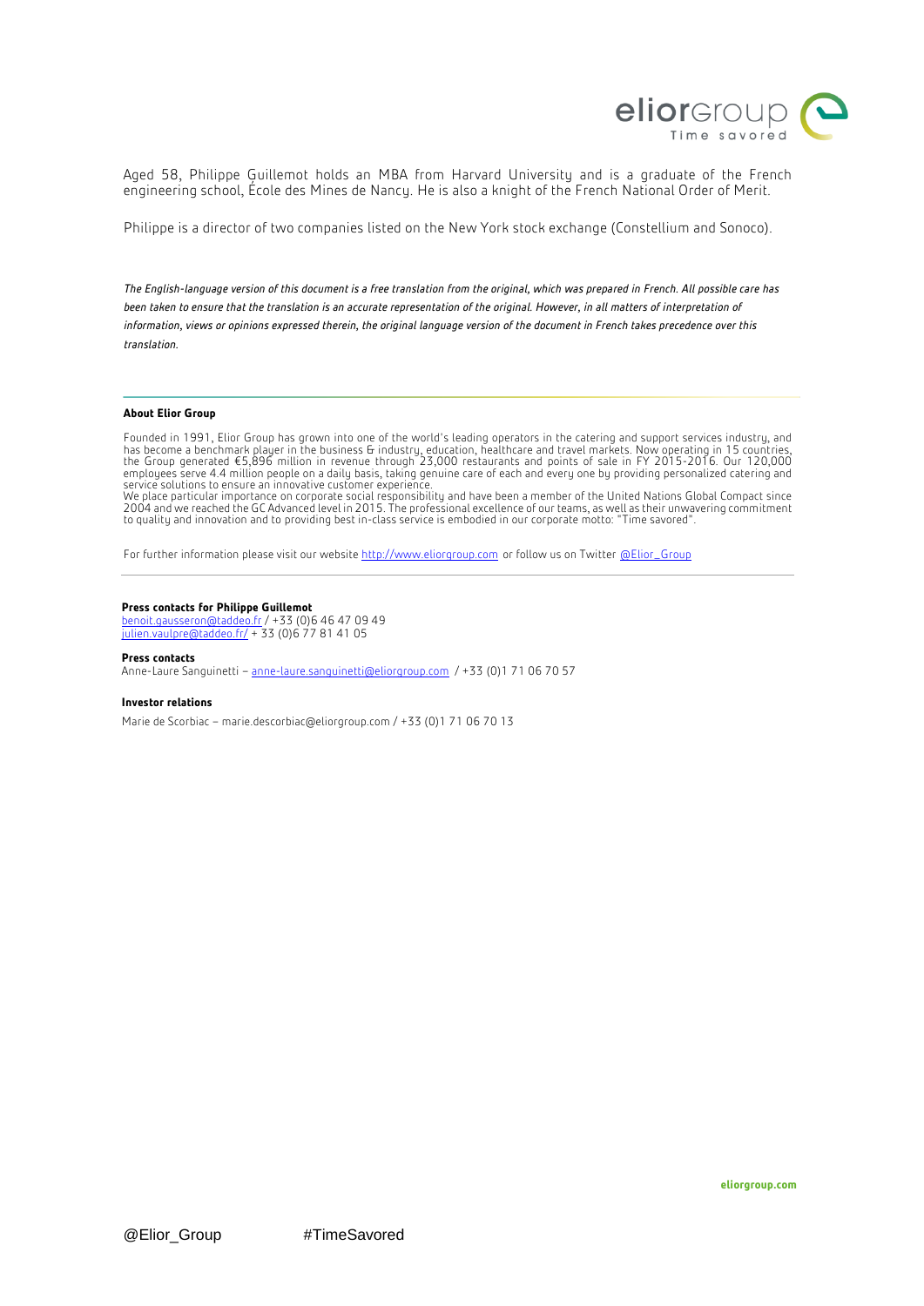Aged 58, Philippe Guillemot holds an MBA from Harvard University and is a graduate of the French engineering school, École des Mines de Nancy. He is also a knight of the French National Order of Merit.

Philippe is a director of two companies listed on the New York stock exchange (Constellium and Sonoco).

*The English-language version of this document is a free translation from the original, which was prepared in French. All possible care has been taken to ensure that the translation is an accurate representation of the original. However, in all matters of interpretation of information, views or opinions expressed therein, the original language version of the document in French takes precedence over this translation.*

---

**About Elior Group**

Founded in 1991, Elior Group has grown into one of the world's leading operators in the catering and support services industry, and has become a benchmark player in the business & industry, education, healthcare and travel markets. Now operating in 15 countries, the Group generated €5,896 million in revenue through 23,000 restaurants and points of sale in FY 2015-2016. Our 120,000 employees serve 4.4 million people on a daily basis, taking genuine care of each and every one by providing personalized catering and service solutions to ensure an innovative customer experience.
We place particular importance on corporate social responsibility and have been a member of the United Nations Global Compact since 2004 and we reached the GC Advanced level in 2015. The professional excellence of our teams, as well as their unwavering commitment to quality and innovation and to providing best in-class service is embodied in our corporate motto: "Time savored".

For further information please visit our website http://www.eliorgroup.com or follow us on Twitter @Elior_Group

---

**Press contacts for Philippe Guillemot**
benoit.gausseron@taddeo.fr / +33 (0)6 46 47 09 49
julien.vaulpre@taddeo.fr/ + 33 (0)6 77 81 41 05

**Press contacts**
Anne-Laure Sanguinetti – anne-laure.sanguinetti@eliorgroup.com / +33 (0)1 71 06 70 57

**Investor relations**
Marie de Scorbiac – marie.descorbiac@eliorgroup.com / +33 (0)1 71 06 70 13